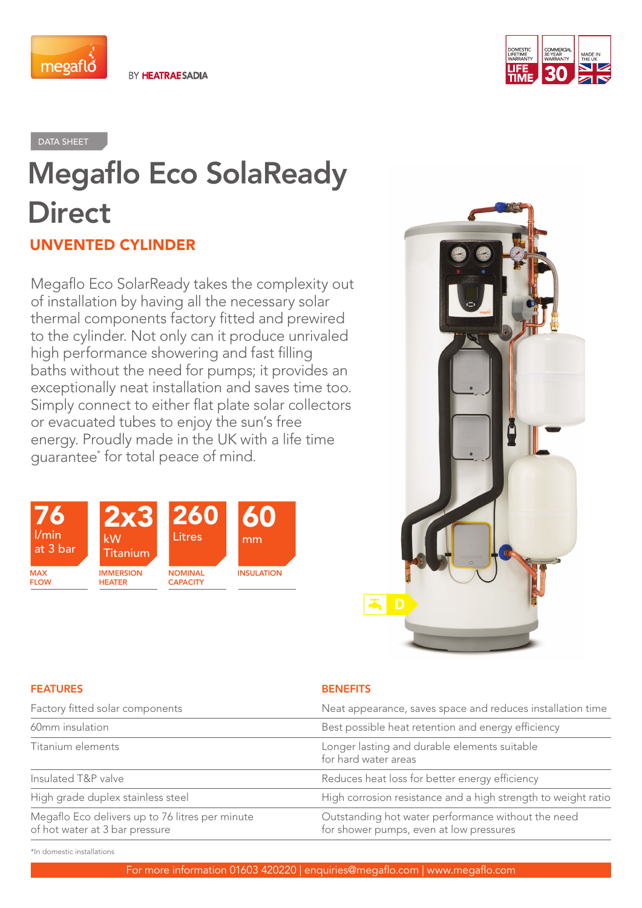megaflo BY HEATRAESADIA

DOMESTIC LIFETIME WARRANTY LIFE TIME | COMMERCIAL 30 YEAR WARRANTY 30 | MADE IN THE UK

DATA SHEET

# Megaflo Eco SolaReady Direct

## UNVENTED CYLINDER

Megaflo Eco SolarReady takes the complexity out of installation by having all the necessary solar thermal components factory fitted and prewired to the cylinder. Not only can it produce unrivaled high performance showering and fast filling baths without the need for pumps; it provides an exceptionally neat installation and saves time too. Simply connect to either flat plate solar collectors or evacuated tubes to enjoy the sun's free energy. Proudly made in the UK with a life time guarantee* for total peace of mind.

| 76 l/min at 3 bar | 2x3 kW Titanium | 260 Litres | 60 mm |
|---|---|---|---|
| MAX FLOW | IMMERSION HEATER | NOMINAL CAPACITY | INSULATION |

D

| FEATURES | BENEFITS |
|---|---|
| Factory fitted solar components | Neat appearance, saves space and reduces installation time |
| 60mm insulation | Best possible heat retention and energy efficiency |
| Titanium elements | Longer lasting and durable elements suitable for hard water areas |
| Insulated T&P valve | Reduces heat loss for better energy efficiency |
| High grade duplex stainless steel | High corrosion resistance and a high strength to weight ratio |
| Megaflo Eco delivers up to 76 litres per minute of hot water at 3 bar pressure | Outstanding hot water performance without the need for shower pumps, even at low pressures |

*In domestic installations

For more information 01603 420220 | enquiries@megaflo.com | www.megaflo.com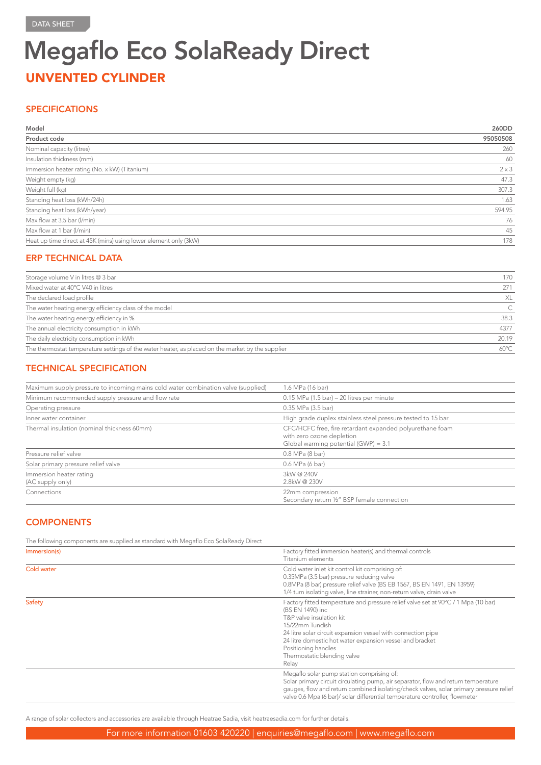DATA SHEET

# Megaflo Eco SolaReady Direct

## UNVENTED CYLINDER

### SPECIFICATIONS

| Model | 260DD |
|---|---|
| **Product code** | **95050508** |
| Nominal capacity (litres) | 260 |
| Insulation thickness (mm) | 60 |
| Immersion heater rating (No. x kW) (Titanium) | 2 x 3 |
| Weight empty (kg) | 47.3 |
| Weight full (kg) | 307.3 |
| Standing heat loss (kWh/24h) | 1.63 |
| Standing heat loss (kWh/year) | 594.95 |
| Max flow at 3.5 bar (l/min) | 76 |
| Max flow at 1 bar (l/min) | 45 |
| Heat up time direct at 45K (mins) using lower element only (3kW) | 178 |

### ERP TECHNICAL DATA

| | |
|---|---|
| Storage volume V in litres @ 3 bar | 170 |
| Mixed water at 40°C V40 in litres | 271 |
| The declared load profile | XL |
| The water heating energy efficiency class of the model | C |
| The water heating energy efficiency in % | 38.3 |
| The annual electricity consumption in kWh | 4377 |
| The daily electricity consumption in kWh | 20.19 |
| The thermostat temperature settings of the water heater, as placed on the market by the supplier | 60°C |

### TECHNICAL SPECIFICATION

| | |
|---|---|
| Maximum supply pressure to incoming mains cold water combination valve (supplied) | 1.6 MPa (16 bar) |
| Minimum recommended supply pressure and flow rate | 0.15 MPa (1.5 bar) – 20 litres per minute |
| Operating pressure | 0.35 MPa (3.5 bar) |
| Inner water container | High grade duplex stainless steel pressure tested to 15 bar |
| Thermal insulation (nominal thickness 60mm) | CFC/HCFC free, fire retardant expanded polyurethane foam with zero ozone depletion<br>Global warming potential (GWP) = 3.1 |
| Pressure relief valve | 0.8 MPa (8 bar) |
| Solar primary pressure relief valve | 0.6 MPa (6 bar) |
| Immersion heater rating<br>(AC supply only) | 3kW @ 240V<br>2.8kW @ 230V |
| Connections | 22mm compression<br>Secondary return ½" BSP female connection |

### COMPONENTS

The following components are supplied as standard with Megaflo Eco SolaReady Direct

| | |
|---|---|
| Immersion(s) | Factory fitted immersion heater(s) and thermal controls<br>Titanium elements |
| Cold water | Cold water inlet kit control kit comprising of:<br>0.35MPa (3.5 bar) pressure reducing valve<br>0.8MPa (8 bar) pressure relief valve (BS EB 1567, BS EN 1491, EN 13959)<br>1/4 turn isolating valve, line strainer, non-return valve, drain valve |
| Safety | Factory fitted temperature and pressure relief valve set at 90°C / 1 Mpa (10 bar) (BS EN 1490) inc<br>T&P valve insulation kit<br>15/22mm Tundish<br>24 litre solar circuit expansion vessel with connection pipe<br>24 litre domestic hot water expansion vessel and bracket<br>Positioning handles<br>Thermostatic blending valve<br>Relay |
| | Megaflo solar pump station comprising of:<br>Solar primary circuit circulating pump, air separator, flow and return temperature gauges, flow and return combined isolating/check valves, solar primary pressure relief valve 0.6 Mpa (6 bar)/ solar differential temperature controller, flowmeter |

A range of solar collectors and accessories are available through Heatrae Sadia, visit heatraesadia.com for further details.

For more information 01603 420220 | enquiries@megaflo.com | www.megaflo.com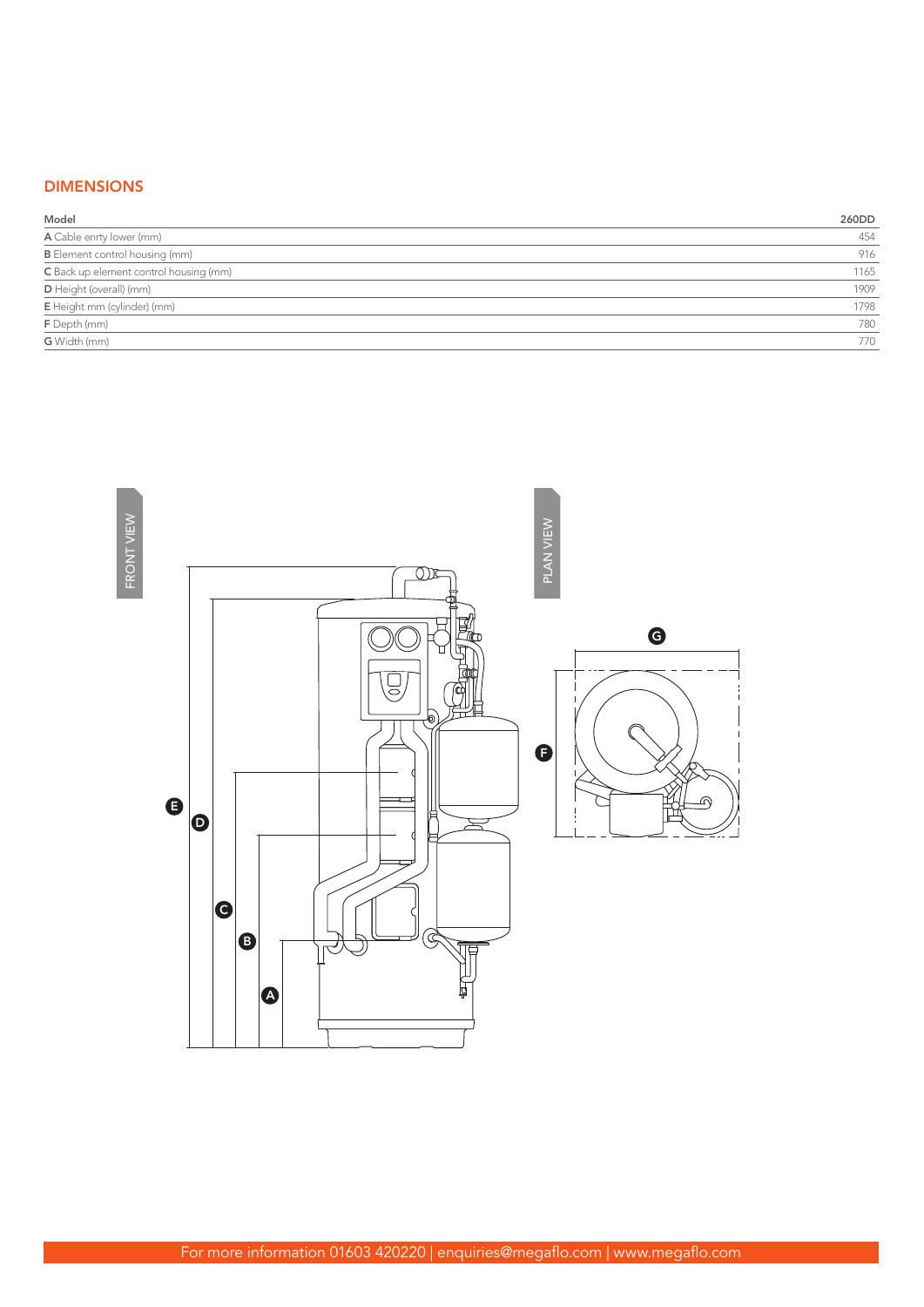## DIMENSIONS

| Model | 260DD |
|---|---|
| **A** Cable enrty lower (mm) | 454 |
| **B** Element control housing (mm) | 916 |
| **C** Back up element control housing (mm) | 1165 |
| **D** Height (overall) (mm) | 1909 |
| **E** Height mm (cylinder) (mm) | 1798 |
| **F** Depth (mm) | 780 |
| **G** Width (mm) | 770 |

FRONT VIEW

PLAN VIEW

For more information 01603 420220 | enquiries@megaflo.com | www.megaflo.com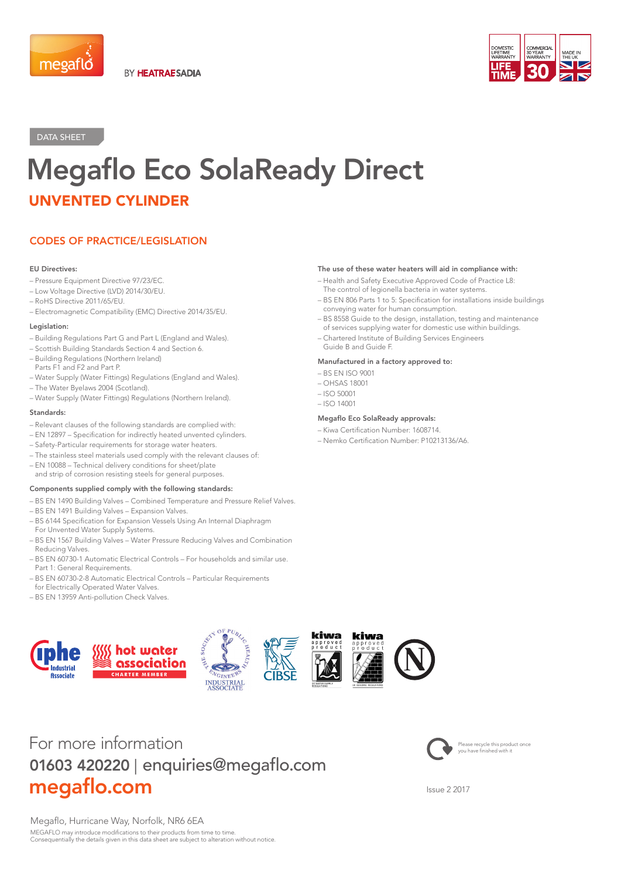megaflo

BY HEATRAESADIA

DOMESTIC LIFETIME WARRANTY LIFE TIME | COMMERCIAL 30 YEAR WARRANTY 30 | MADE IN THE UK

DATA SHEET

# Megaflo Eco SolaReady Direct

## UNVENTED CYLINDER

### CODES OF PRACTICE/LEGISLATION

**EU Directives:**

- Pressure Equipment Directive 97/23/EC.
- Low Voltage Directive (LVD) 2014/30/EU.
- RoHS Directive 2011/65/EU.
- Electromagnetic Compatibility (EMC) Directive 2014/35/EU.

**Legislation:**

- Building Regulations Part G and Part L (England and Wales).
- Scottish Building Standards Section 4 and Section 6.
- Building Regulations (Northern Ireland) Parts F1 and F2 and Part P.
- Water Supply (Water Fittings) Regulations (England and Wales).
- The Water Byelaws 2004 (Scotland).
- Water Supply (Water Fittings) Regulations (Northern Ireland).

**Standards:**

- Relevant clauses of the following standards are complied with:
- EN 12897 – Specification for indirectly heated unvented cylinders.
- Safety-Particular requirements for storage water heaters.
- The stainless steel materials used comply with the relevant clauses of:
- EN 10088 – Technical delivery conditions for sheet/plate and strip of corrosion resisting steels for general purposes.

**Components supplied comply with the following standards:**

- BS EN 1490 Building Valves – Combined Temperature and Pressure Relief Valves.
- BS EN 1491 Building Valves – Expansion Valves.
- BS 6144 Specification for Expansion Vessels Using An Internal Diaphragm For Unvented Water Supply Systems.
- BS EN 1567 Building Valves – Water Pressure Reducing Valves and Combination Reducing Valves.
- BS EN 60730-1 Automatic Electrical Controls – For households and similar use. Part 1: General Requirements.
- BS EN 60730-2-8 Automatic Electrical Controls – Particular Requirements for Electrically Operated Water Valves.
- BS EN 13959 Anti-pollution Check Valves.

**The use of these water heaters will aid in compliance with:**

- Health and Safety Executive Approved Code of Practice L8: The control of legionella bacteria in water systems.
- BS EN 806 Parts 1 to 5: Specification for installations inside buildings conveying water for human consumption.
- BS 8558 Guide to the design, installation, testing and maintenance of services supplying water for domestic use within buildings.
- Chartered Institute of Building Services Engineers Guide B and Guide F.

**Manufactured in a factory approved to:**

- BS EN ISO 9001
- OHSAS 18001
- ISO 50001
- ISO 14001

**Megaflo Eco SolaReady approvals:**

- Kiwa Certification Number: 1608714.
- Nemko Certification Number: P10213136/A6.

iphe Industrial Associate | hot water association CHARTER MEMBER | The Society of Public Health Engineers Industrial Associate | CIBSE | kiwa approved product UK WATER SUPPLY REGULATIONS | kiwa approved product UK BUILDING REGULATIONS | N

For more information

**01603 420220** | enquiries@megaflo.com

**megaflo.com**

Please recycle this product once you have finished with it

Issue 2 2017

Megaflo, Hurricane Way, Norfolk, NR6 6EA

MEGAFLO may introduce modifications to their products from time to time. Consequentially the details given in this data sheet are subject to alteration without notice.